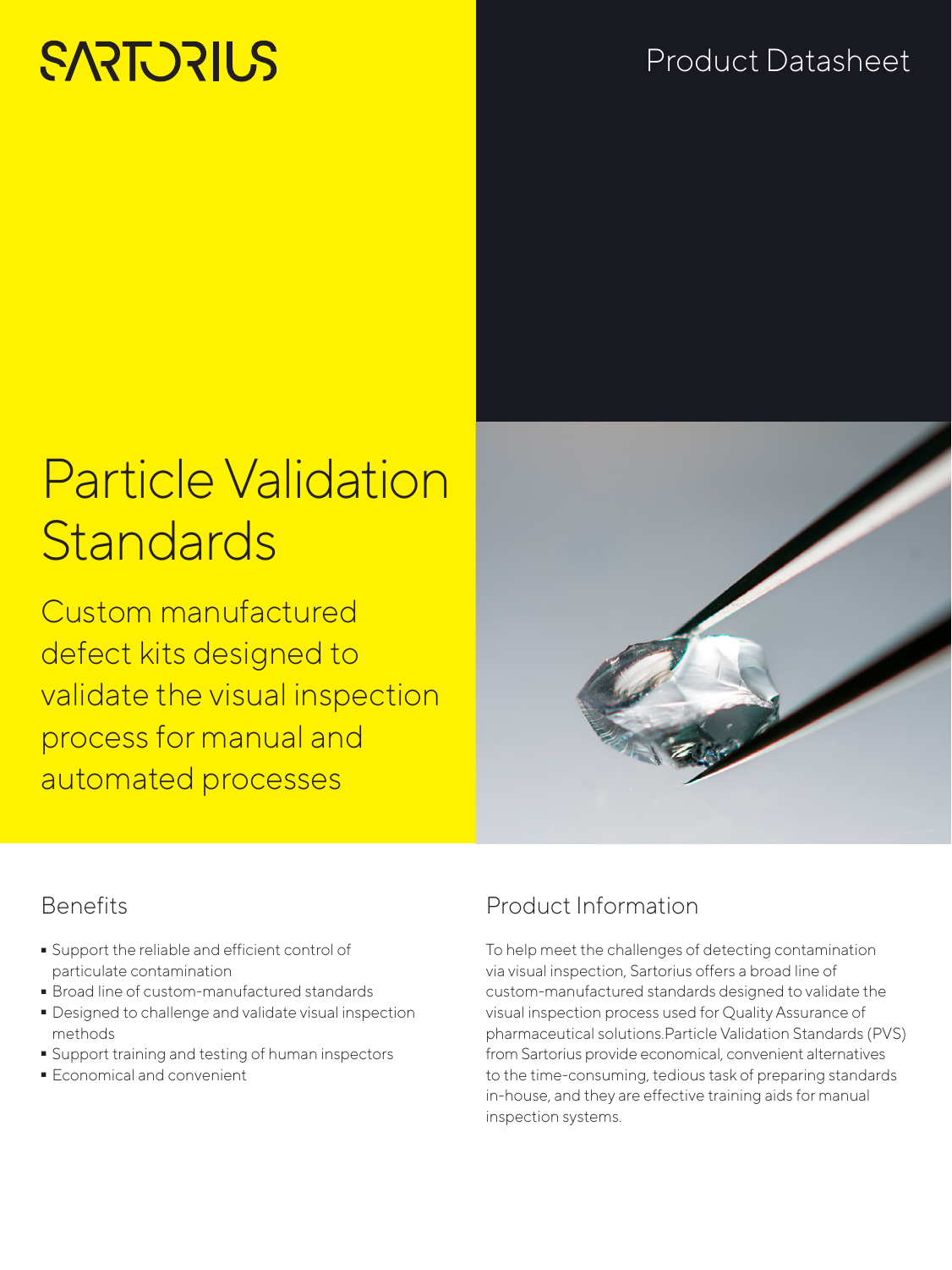SARTORIUS

Product Datasheet

# Particle Validation Standards

Custom manufactured defect kits designed to validate the visual inspection process for manual and automated processes

## Benefits

- Support the reliable and efficient control of particulate contamination
- Broad line of custom-manufactured standards
- Designed to challenge and validate visual inspection methods
- Support training and testing of human inspectors
- Economical and convenient

## Product Information

To help meet the challenges of detecting contamination via visual inspection, Sartorius offers a broad line of custom-manufactured standards designed to validate the visual inspection process used for Quality Assurance of pharmaceutical solutions.Particle Validation Standards (PVS) from Sartorius provide economical, convenient alternatives to the time-consuming, tedious task of preparing standards in-house, and they are effective training aids for manual inspection systems.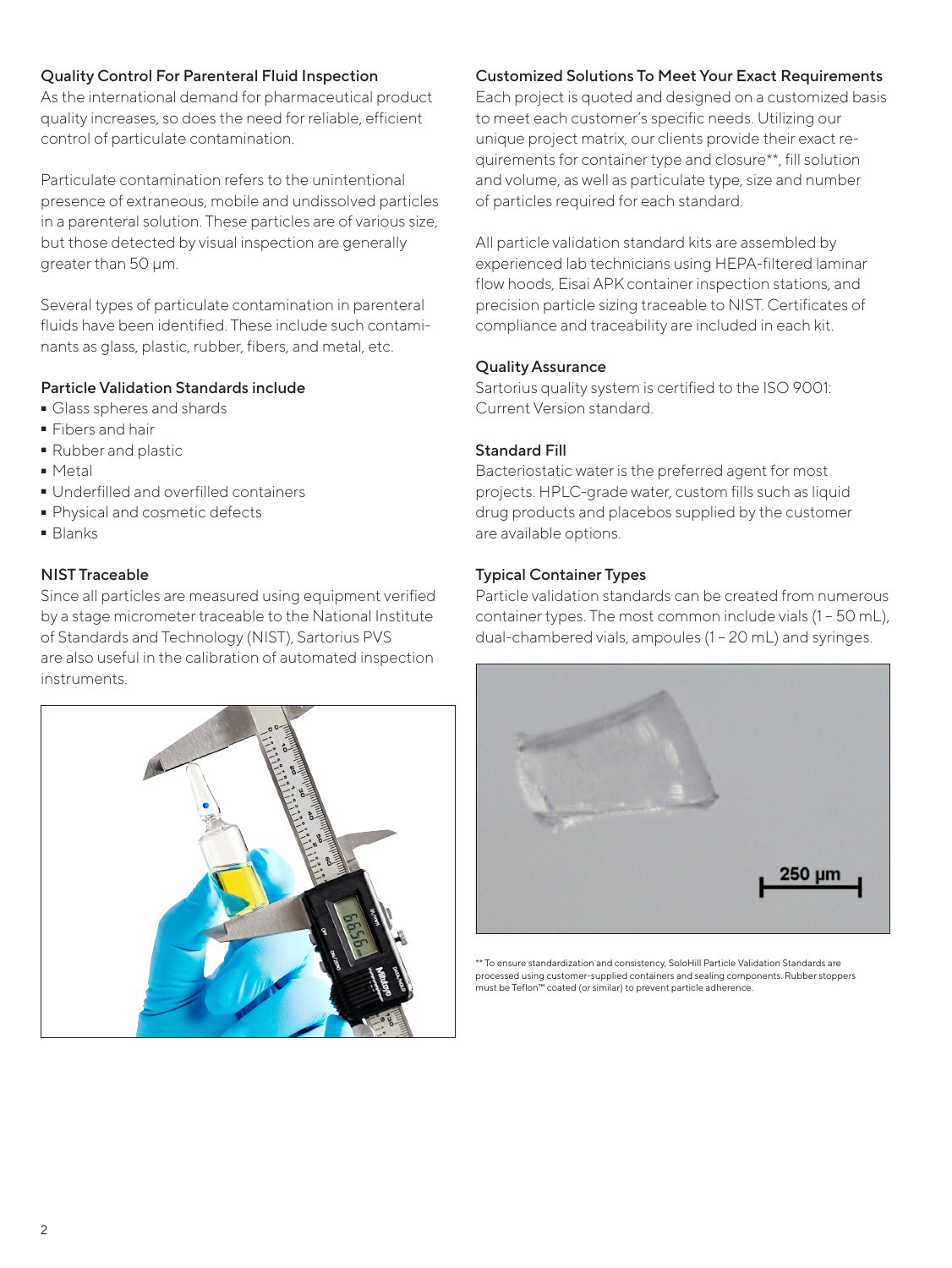### Quality Control For Parenteral Fluid Inspection

As the international demand for pharmaceutical product quality increases, so does the need for reliable, efficient control of particulate contamination.

Particulate contamination refers to the unintentional presence of extraneous, mobile and undissolved particles in a parenteral solution. These particles are of various size, but those detected by visual inspection are generally greater than 50 µm.

Several types of particulate contamination in parenteral fluids have been identified. These include such contaminants as glass, plastic, rubber, fibers, and metal, etc.

### Particle Validation Standards include

- Glass spheres and shards
- Fibers and hair
- Rubber and plastic
- Metal
- Underfilled and overfilled containers
- Physical and cosmetic defects
- Blanks

### NIST Traceable

Since all particles are measured using equipment verified by a stage micrometer traceable to the National Institute of Standards and Technology (NIST), Sartorius PVS are also useful in the calibration of automated inspection instruments.

### Customized Solutions To Meet Your Exact Requirements

Each project is quoted and designed on a customized basis to meet each customer's specific needs. Utilizing our unique project matrix, our clients provide their exact requirements for container type and closure**, fill solution and volume, as well as particulate type, size and number of particles required for each standard.

All particle validation standard kits are assembled by experienced lab technicians using HEPA-filtered laminar flow hoods, Eisai APK container inspection stations, and precision particle sizing traceable to NIST. Certificates of compliance and traceability are included in each kit.

### Quality Assurance

Sartorius quality system is certified to the ISO 9001: Current Version standard.

### Standard Fill

Bacteriostatic water is the preferred agent for most projects. HPLC-grade water, custom fills such as liquid drug products and placebos supplied by the customer are available options.

### Typical Container Types

Particle validation standards can be created from numerous container types. The most common include vials (1 – 50 mL), dual-chambered vials, ampoules (1 – 20 mL) and syringes.

250 µm

** To ensure standardization and consistency, SoloHill Particle Validation Standards are processed using customer-supplied containers and sealing components. Rubber stoppers must be Teflon™ coated (or similar) to prevent particle adherence.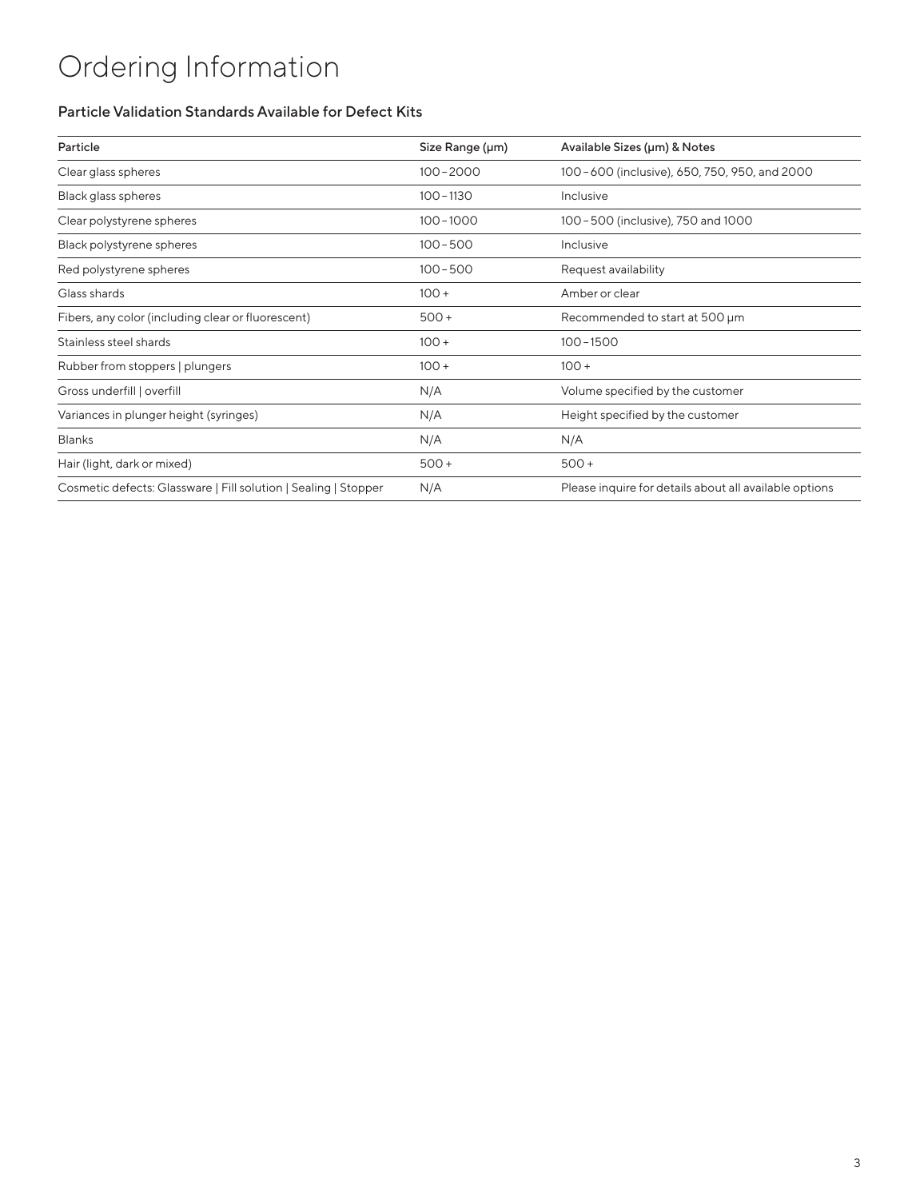# Ordering Information

### Particle Validation Standards Available for Defect Kits

| Particle | Size Range (µm) | Available Sizes (µm) & Notes |
| --- | --- | --- |
| Clear glass spheres | 100 – 2000 | 100 – 600 (inclusive), 650, 750, 950, and 2000 |
| Black glass spheres | 100 – 1130 | Inclusive |
| Clear polystyrene spheres | 100 – 1000 | 100 – 500 (inclusive), 750 and 1000 |
| Black polystyrene spheres | 100 – 500 | Inclusive |
| Red polystyrene spheres | 100 – 500 | Request availability |
| Glass shards | 100 + | Amber or clear |
| Fibers, any color (including clear or fluorescent) | 500 + | Recommended to start at 500 µm |
| Stainless steel shards | 100 + | 100 – 1500 |
| Rubber from stoppers \| plungers | 100 + | 100 + |
| Gross underfill \| overfill | N/A | Volume specified by the customer |
| Variances in plunger height (syringes) | N/A | Height specified by the customer |
| Blanks | N/A | N/A |
| Hair (light, dark or mixed) | 500 + | 500 + |
| Cosmetic defects: Glassware \| Fill solution \| Sealing \| Stopper | N/A | Please inquire for details about all available options |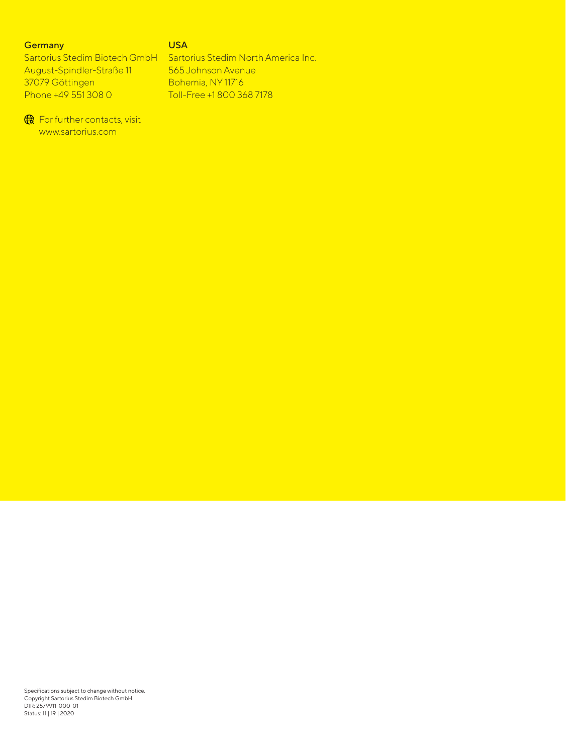**Germany**

Sartorius Stedim Biotech GmbH
August-Spindler-Straße 11
37079 Göttingen
Phone +49 551 308 0

**USA**

Sartorius Stedim North America Inc.
565 Johnson Avenue
Bohemia, NY 11716
Toll-Free +1 800 368 7178

For further contacts, visit
www.sartorius.com

Specifications subject to change without notice.
Copyright Sartorius Stedim Biotech GmbH.
DIR: 2579911-000-01
Status: 11 | 19 | 2020